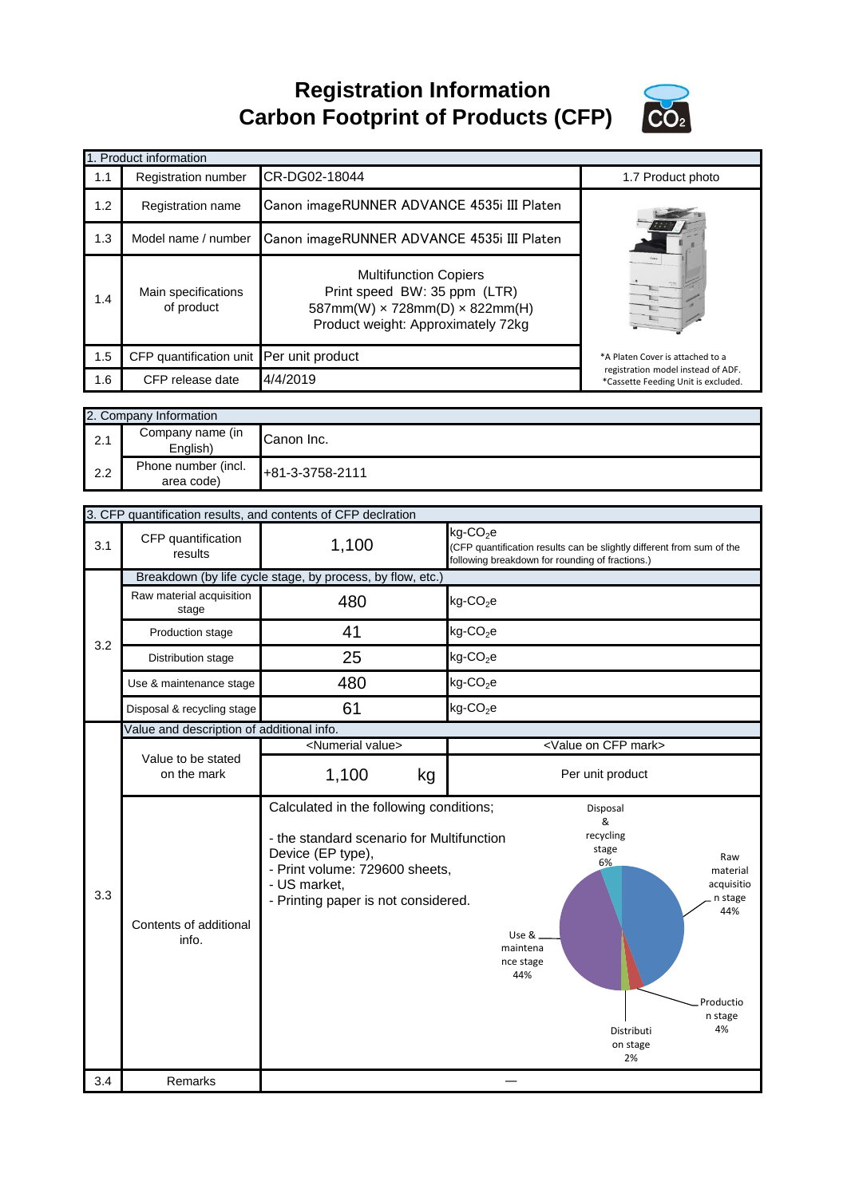# Registration Information
# Carbon Footprint of Products (CFP)

| 1. Product information | | | |
|---|---|---|---|
| 1.1 | Registration number | CR-DG02-18044 | 1.7 Product photo |
| 1.2 | Registration name | Canon imageRUNNER ADVANCE 4535i III Platen | |
| 1.3 | Model name / number | Canon imageRUNNER ADVANCE 4535i III Platen | |
| 1.4 | Main specifications of product | Multifunction Copiers<br>Print speed BW: 35 ppm (LTR)<br>587mm(W) × 728mm(D) × 822mm(H)<br>Product weight: Approximately 72kg | |
| 1.5 | CFP quantification unit | Per unit product | *A Platen Cover is attached to a registration model instead of ADF.<br>*Cassette Feeding Unit is excluded. |
| 1.6 | CFP release date | 4/4/2019 | |

| 2. Company Information | | |
|---|---|---|
| 2.1 | Company name (in English) | Canon Inc. |
| 2.2 | Phone number (incl. area code) | +81-3-3758-2111 |

| 3. CFP quantification results, and contents of CFP declration | | | |
|---|---|---|---|
| 3.1 | CFP quantification results | 1,100 | kg-$CO_2$e<br>(CFP quantification results can be slightly different from sum of the following breakdown for rounding of fractions.) |
| 3.2 | Breakdown (by life cycle stage, by process, by flow, etc.) | | |
| | Raw material acquisition stage | 480 | kg-$CO_2$e |
| | Production stage | 41 | kg-$CO_2$e |
| | Distribution stage | 25 | kg-$CO_2$e |
| | Use & maintenance stage | 480 | kg-$CO_2$e |
| | Disposal & recycling stage | 61 | kg-$CO_2$e |
| 3.3 | Value and description of additional info. | | |
| | Value to be stated on the mark | <Numerial value><br>1,100 kg | <Value on CFP mark><br>Per unit product |
| | Contents of additional info. | Calculated in the following conditions;<br>- the standard scenario for Multifunction Device (EP type),<br>- Print volume: 729600 sheets,<br>- US market,<br>- Printing paper is not considered. | Raw material acquisition stage 44%<br>Production stage 4%<br>Distribution stage 2%<br>Use & maintenance stage 44%<br>Disposal & recycling stage 6% |
| 3.4 | Remarks | — | |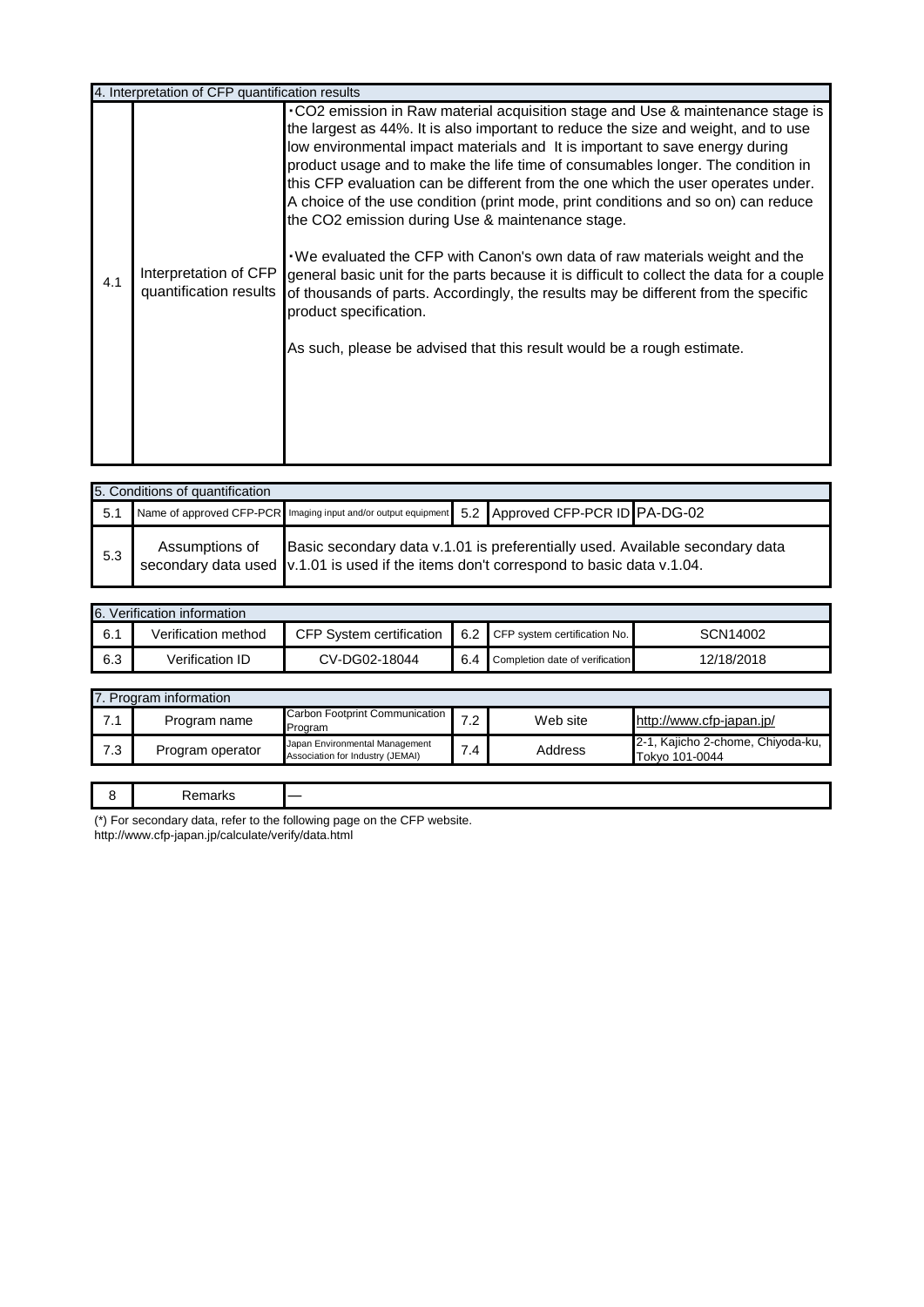| 4. Interpretation of CFP quantification results | | |
|---|---|---|
| 4.1 | Interpretation of CFP quantification results | ・ $CO_2$ emission in Raw material acquisition stage and Use & maintenance stage is the largest as 44%. It is also important to reduce the size and weight, and to use low environmental impact materials and It is important to save energy during product usage and to make the life time of consumables longer. The condition in this CFP evaluation can be different from the one which the user operates under. A choice of the use condition (print mode, print conditions and so on) can reduce the $CO_2$ emission during Use & maintenance stage.<br><br>・We evaluated the CFP with Canon's own data of raw materials weight and the general basic unit for the parts because it is difficult to collect the data for a couple of thousands of parts. Accordingly, the results may be different from the specific product specification.<br><br>As such, please be advised that this result would be a rough estimate. |

| 5. Conditions of quantification | | | | |
|---|---|---|---|---|
| 5.1 | Name of approved CFP-PCR | Imaging input and/or output equipment | 5.2 | Approved CFP-PCR ID PA-DG-02 |
| 5.3 | Assumptions of secondary data used | Basic secondary data v.1.01 is preferentially used. Available secondary data v.1.01 is used if the items don't correspond to basic data v.1.04. | | |

| 6. Verification information | | | | | |
|---|---|---|---|---|---|
| 6.1 | Verification method | CFP System certification | 6.2 | CFP system certification No. | SCN14002 |
| 6.3 | Verification ID | CV-DG02-18044 | 6.4 | Completion date of verification | 12/18/2018 |

| 7. Program information | | | | | |
|---|---|---|---|---|---|
| 7.1 | Program name | Carbon Footprint Communication Program | 7.2 | Web site | http://www.cfp-japan.jp/ |
| 7.3 | Program operator | Japan Environmental Management Association for Industry (JEMAI) | 7.4 | Address | 2-1, Kajicho 2-chome, Chiyoda-ku, Tokyo 101-0044 |

| | | |
|---|---|---|
| 8 | Remarks | — |

(*) For secondary data, refer to the following page on the CFP website.
http://www.cfp-japan.jp/calculate/verify/data.html